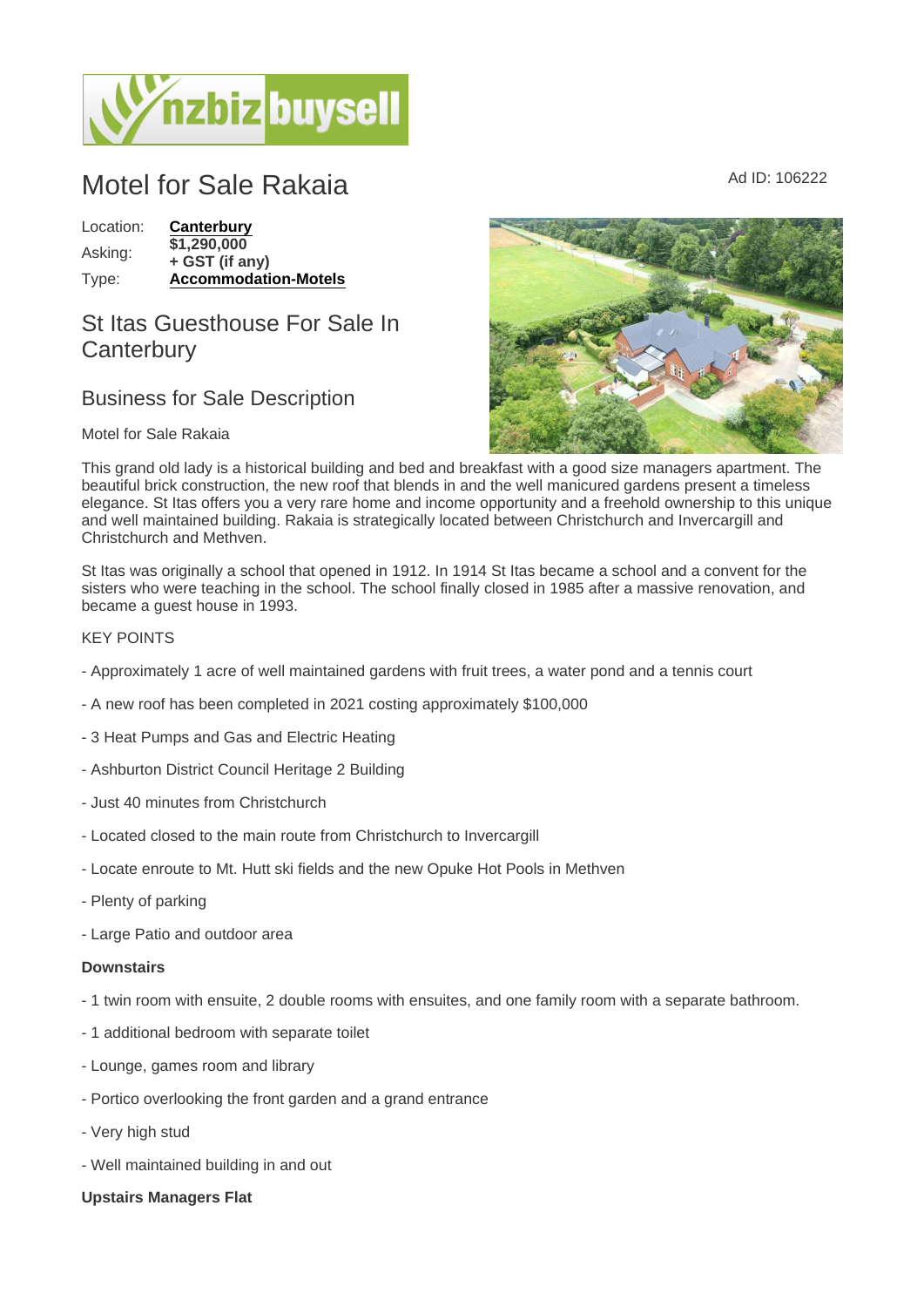# Motel for Sale Rakaia

Ad ID: 106222

| | |
|---|---|
| Location: | **Canterbury** |
| Asking: | **$1,290,000 + GST (if any)** |
| Type: | **Accommodation-Motels** |

## St Itas Guesthouse For Sale In Canterbury

## Business for Sale Description

Motel for Sale Rakaia

This grand old lady is a historical building and bed and breakfast with a good size managers apartment. The beautiful brick construction, the new roof that blends in and the well manicured gardens present a timeless elegance. St Itas offers you a very rare home and income opportunity and a freehold ownership to this unique and well maintained building. Rakaia is strategically located between Christchurch and Invercargill and Christchurch and Methven.

St Itas was originally a school that opened in 1912. In 1914 St Itas became a school and a convent for the sisters who were teaching in the school. The school finally closed in 1985 after a massive renovation, and became a guest house in 1993.

KEY POINTS

- Approximately 1 acre of well maintained gardens with fruit trees, a water pond and a tennis court
- A new roof has been completed in 2021 costing approximately $100,000
- 3 Heat Pumps and Gas and Electric Heating
- Ashburton District Council Heritage 2 Building
- Just 40 minutes from Christchurch
- Located closed to the main route from Christchurch to Invercargill
- Locate enroute to Mt. Hutt ski fields and the new Opuke Hot Pools in Methven
- Plenty of parking
- Large Patio and outdoor area

**Downstairs**

- 1 twin room with ensuite, 2 double rooms with ensuites, and one family room with a separate bathroom.
- 1 additional bedroom with separate toilet
- Lounge, games room and library
- Portico overlooking the front garden and a grand entrance
- Very high stud
- Well maintained building in and out

**Upstairs Managers Flat**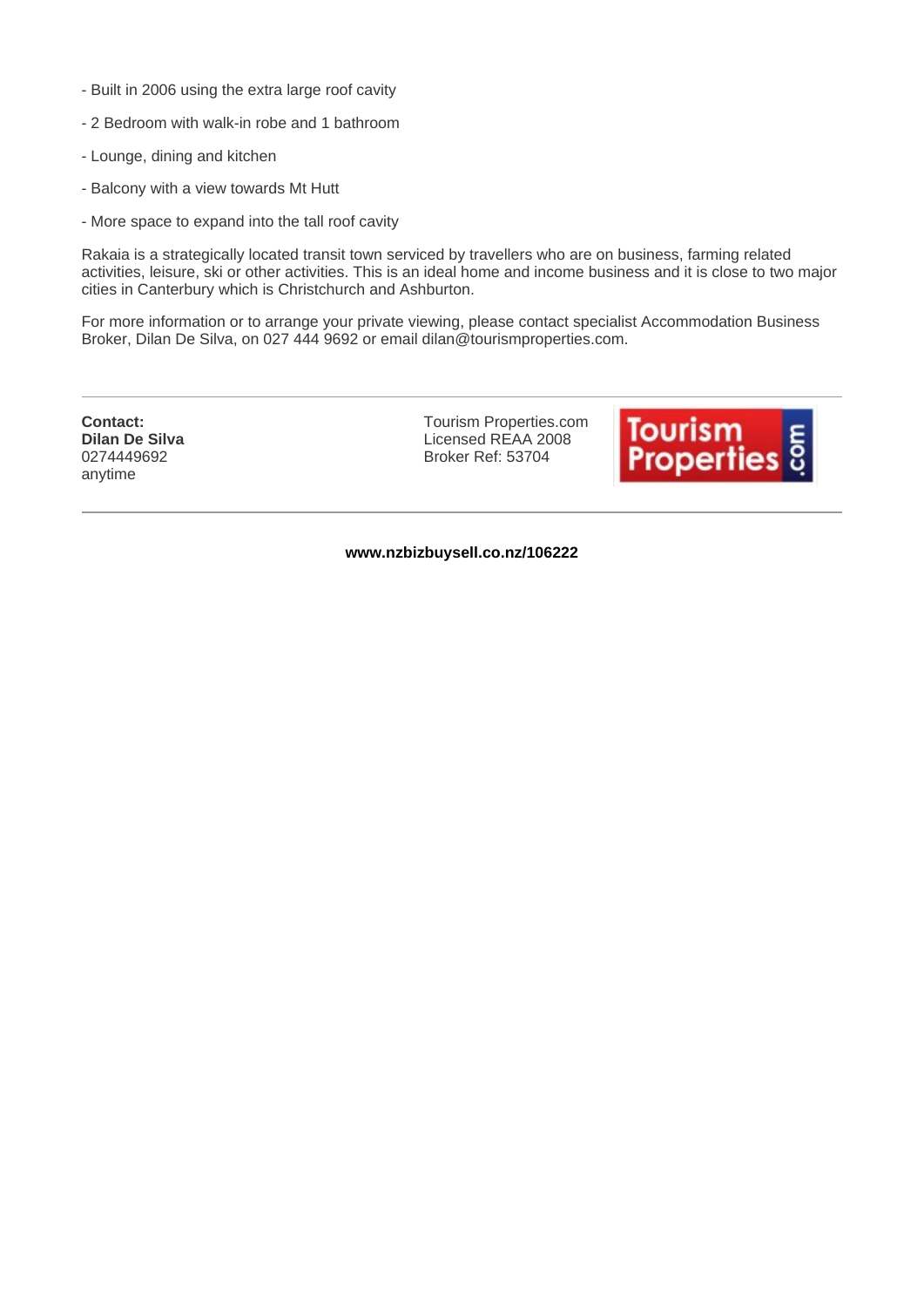- Built in 2006 using the extra large roof cavity
- 2 Bedroom with walk-in robe and 1 bathroom
- Lounge, dining and kitchen
- Balcony with a view towards Mt Hutt
- More space to expand into the tall roof cavity

Rakaia is a strategically located transit town serviced by travellers who are on business, farming related activities, leisure, ski or other activities. This is an ideal home and income business and it is close to two major cities in Canterbury which is Christchurch and Ashburton.

For more information or to arrange your private viewing, please contact specialist Accommodation Business Broker, Dilan De Silva, on 027 444 9692 or email dilan@tourismproperties.com.

---

**Contact:**
**Dilan De Silva**
0274449692
anytime

Tourism Properties.com
Licensed REAA 2008
Broker Ref: 53704

Tourism Properties .com

---

**www.nzbizbuysell.co.nz/106222**